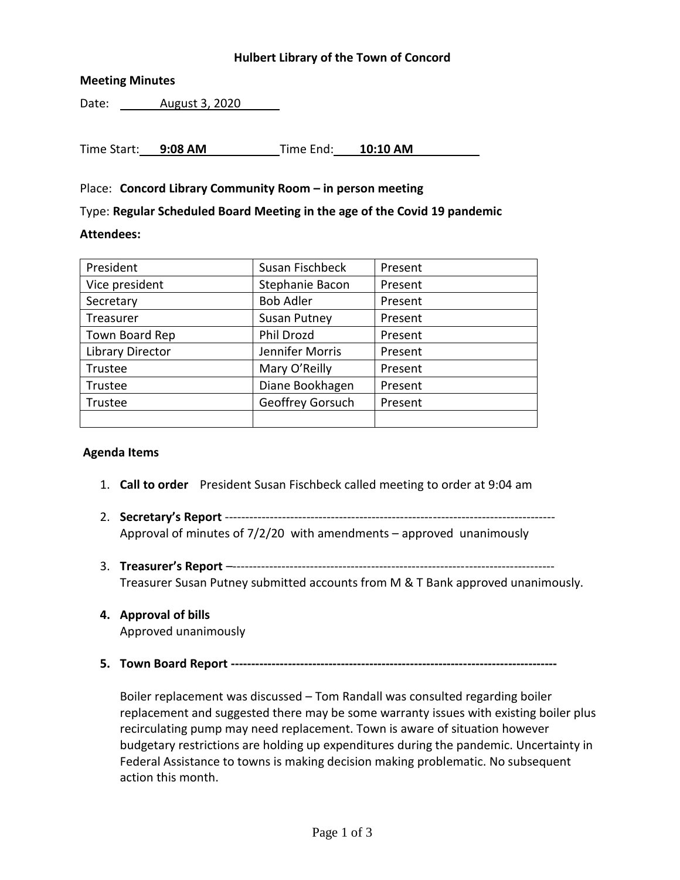**Hulbert Library of the Town of Concord**

**Meeting Minutes**

Date: August 3, 2020

Time Start: **9:08 AM** Time End: **10:10 AM**

Place: **Concord Library Community Room – in person meeting**

Type: **Regular Scheduled Board Meeting in the age of the Covid 19 pandemic**

**Attendees:**

| | | |
|---|---|---|
| President | Susan Fischbeck | Present |
| Vice president | Stephanie Bacon | Present |
| Secretary | Bob Adler | Present |
| Treasurer | Susan Putney | Present |
| Town Board Rep | Phil Drozd | Present |
| Library Director | Jennifer Morris | Present |
| Trustee | Mary O'Reilly | Present |
| Trustee | Diane Bookhagen | Present |
| Trustee | Geoffrey Gorsuch | Present |
| | | |

**Agenda Items**

1. **Call to order** President Susan Fischbeck called meeting to order at 9:04 am

2. **Secretary's Report** --------------------------------------------------------------------------------
   Approval of minutes of 7/2/20 with amendments – approved unanimously

3. **Treasurer's Report** –-------------------------------------------------------------------------------
   Treasurer Susan Putney submitted accounts from M & T Bank approved unanimously.

4. **Approval of bills**
   Approved unanimously

5. **Town Board Report --------------------------------------------------------------------------------**

   Boiler replacement was discussed – Tom Randall was consulted regarding boiler replacement and suggested there may be some warranty issues with existing boiler plus recirculating pump may need replacement. Town is aware of situation however budgetary restrictions are holding up expenditures during the pandemic. Uncertainty in Federal Assistance to towns is making decision making problematic. No subsequent action this month.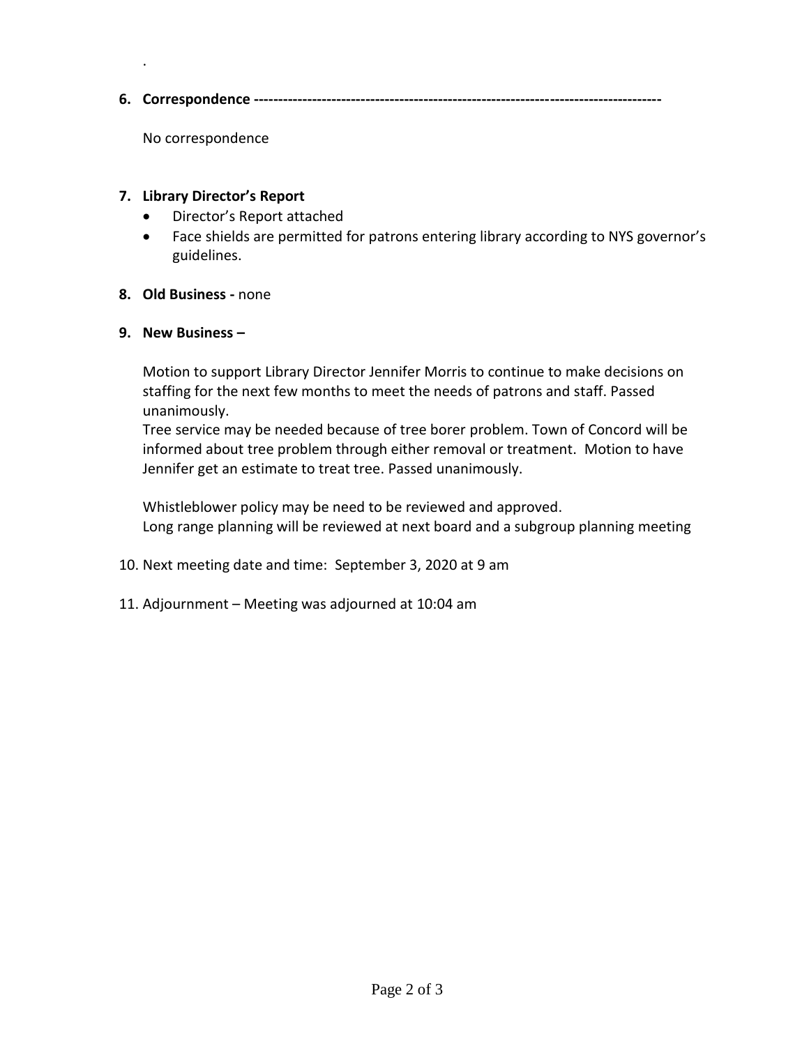.

**6. Correspondence** **-----------------------------------------------------------------------------------**

No correspondence

**7. Library Director's Report**

- Director's Report attached
- Face shields are permitted for patrons entering library according to NYS governor's guidelines.

**8. Old Business -** none

**9. New Business –**

Motion to support Library Director Jennifer Morris to continue to make decisions on staffing for the next few months to meet the needs of patrons and staff. Passed unanimously.
Tree service may be needed because of tree borer problem. Town of Concord will be informed about tree problem through either removal or treatment. Motion to have Jennifer get an estimate to treat tree. Passed unanimously.

Whistleblower policy may be need to be reviewed and approved.
Long range planning will be reviewed at next board and a subgroup planning meeting

10. Next meeting date and time: September 3, 2020 at 9 am

11. Adjournment – Meeting was adjourned at 10:04 am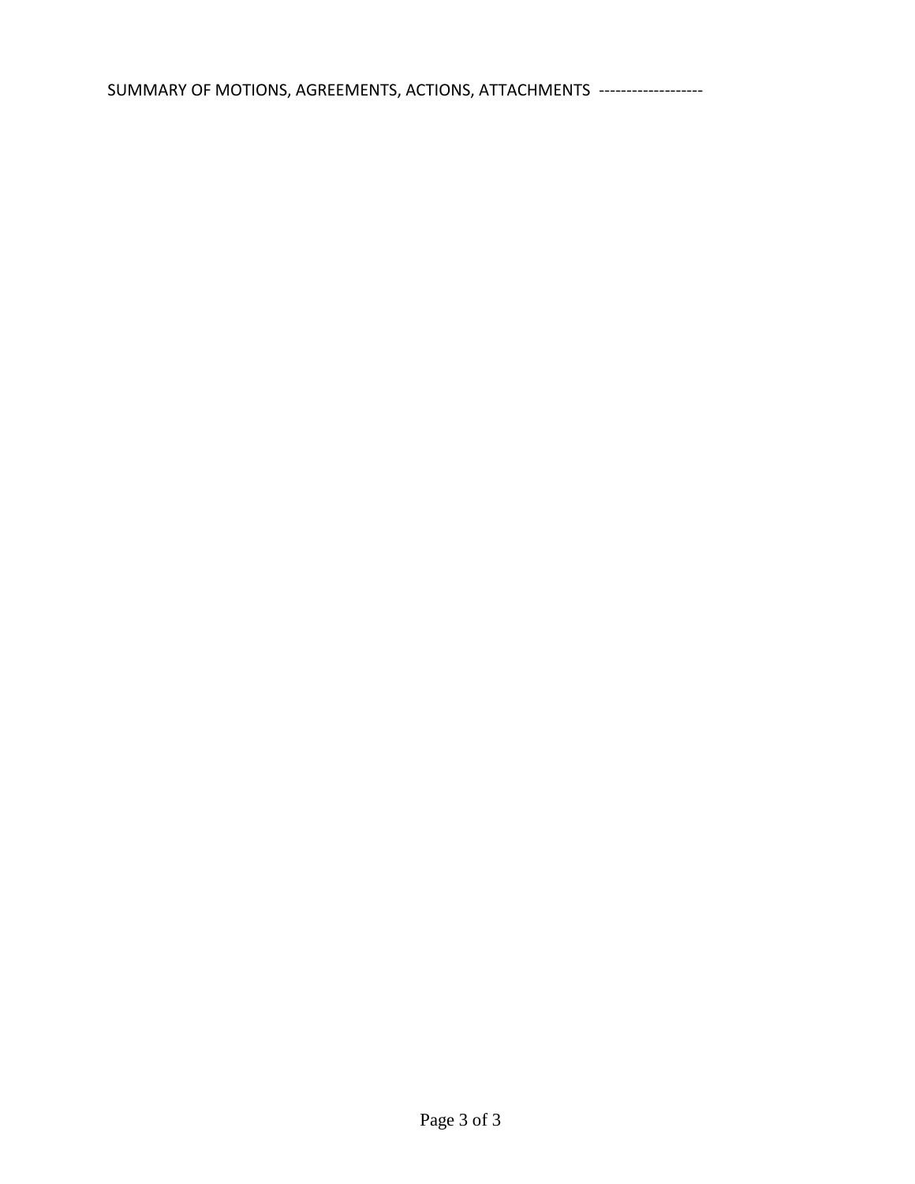SUMMARY OF MOTIONS, AGREEMENTS, ACTIONS, ATTACHMENTS -------------------